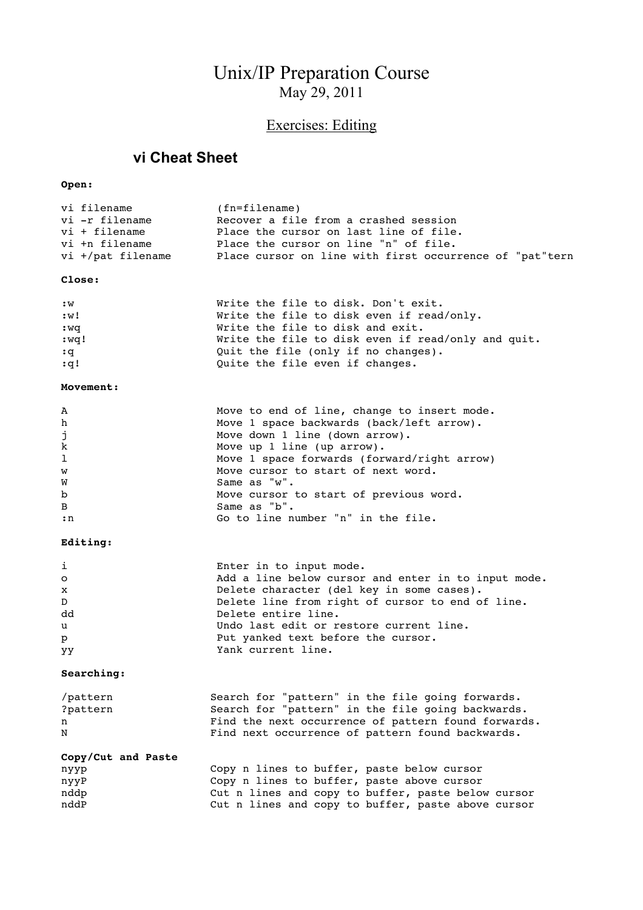# Unix/IP Preparation Course

May 29, 2011

## Exercises: Editing

### vi Cheat Sheet

**Open:**

```
vi filename          (fn=filename)
vi -r filename       Recover a file from a crashed session
vi + filename        Place the cursor on last line of file.
vi +n filename       Place the cursor on line "n" of file.
vi +/pat filename    Place cursor on line with first occurrence of "pat"tern
```

**Close:**

```
:w                   Write the file to disk. Don't exit.
:w!                  Write the file to disk even if read/only.
:wq                  Write the file to disk and exit.
:wq!                 Write the file to disk even if read/only and quit.
:q                   Quit the file (only if no changes).
:q!                  Quite the file even if changes.
```

**Movement:**

```
A                    Move to end of line, change to insert mode.
h                    Move 1 space backwards (back/left arrow).
j                    Move down 1 line (down arrow).
k                    Move up 1 line (up arrow).
l                    Move 1 space forwards (forward/right arrow)
w                    Move cursor to start of next word.
W                    Same as "w".
b                    Move cursor to start of previous word.
B                    Same as "b".
:n                   Go to line number "n" in the file.
```

**Editing:**

```
i                    Enter in to input mode.
o                    Add a line below cursor and enter in to input mode.
x                    Delete character (del key in some cases).
D                    Delete line from right of cursor to end of line.
dd                   Delete entire line.
u                    Undo last edit or restore current line.
p                    Put yanked text before the cursor.
yy                   Yank current line.
```

**Searching:**

```
/pattern             Search for "pattern" in the file going forwards.
?pattern             Search for "pattern" in the file going backwards.
n                    Find the next occurrence of pattern found forwards.
N                    Find next occurrence of pattern found backwards.
```

**Copy/Cut and Paste**

```
nyyp                 Copy n lines to buffer, paste below cursor
nyyP                 Copy n lines to buffer, paste above cursor
nddp                 Cut n lines and copy to buffer, paste below cursor
nddP                 Cut n lines and copy to buffer, paste above cursor
```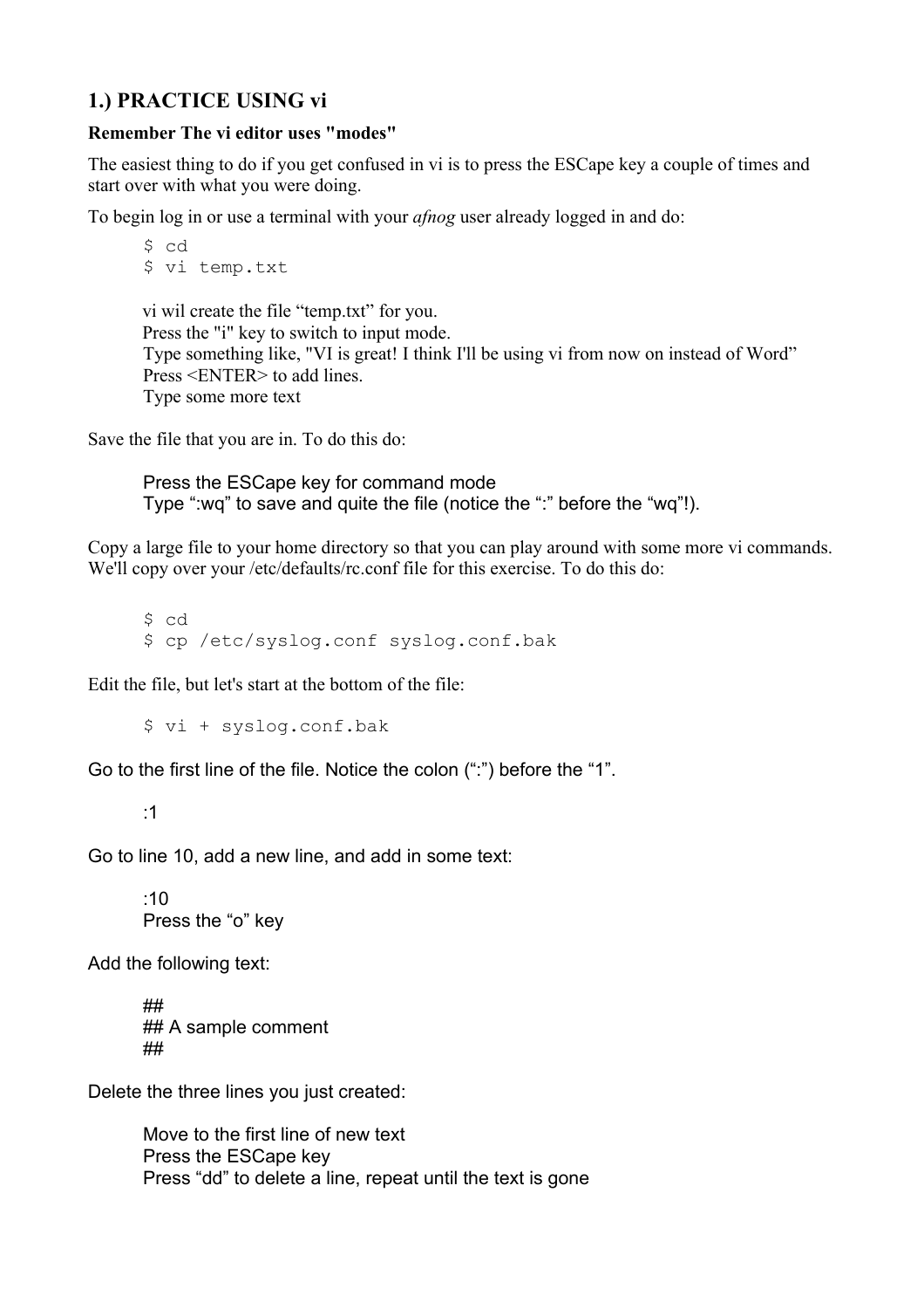## 1.) PRACTICE USING vi

**Remember The vi editor uses "modes"**

The easiest thing to do if you get confused in vi is to press the ESCape key a couple of times and start over with what you were doing.

To begin log in or use a terminal with your *afnog* user already logged in and do:

```
$ cd
$ vi temp.txt
```

vi wil create the file “temp.txt” for you.
Press the "i" key to switch to input mode.
Type something like, "VI is great! I think I'll be using vi from now on instead of Word”
Press <ENTER> to add lines.
Type some more text

Save the file that you are in. To do this do:

Press the ESCape key for command mode
Type “:wq” to save and quite the file (notice the “:” before the “wq”!).

Copy a large file to your home directory so that you can play around with some more vi commands. We'll copy over your /etc/defaults/rc.conf file for this exercise. To do this do:

```
$ cd
$ cp /etc/syslog.conf syslog.conf.bak
```

Edit the file, but let's start at the bottom of the file:

```
$ vi + syslog.conf.bak
```

Go to the first line of the file. Notice the colon (“:”) before the “1”.

```
:1
```

Go to line 10, add a new line, and add in some text:

```
:10
```

Press the “o” key

Add the following text:

```
##
## A sample comment
##
```

Delete the three lines you just created:

Move to the first line of new text
Press the ESCape key
Press “dd” to delete a line, repeat until the text is gone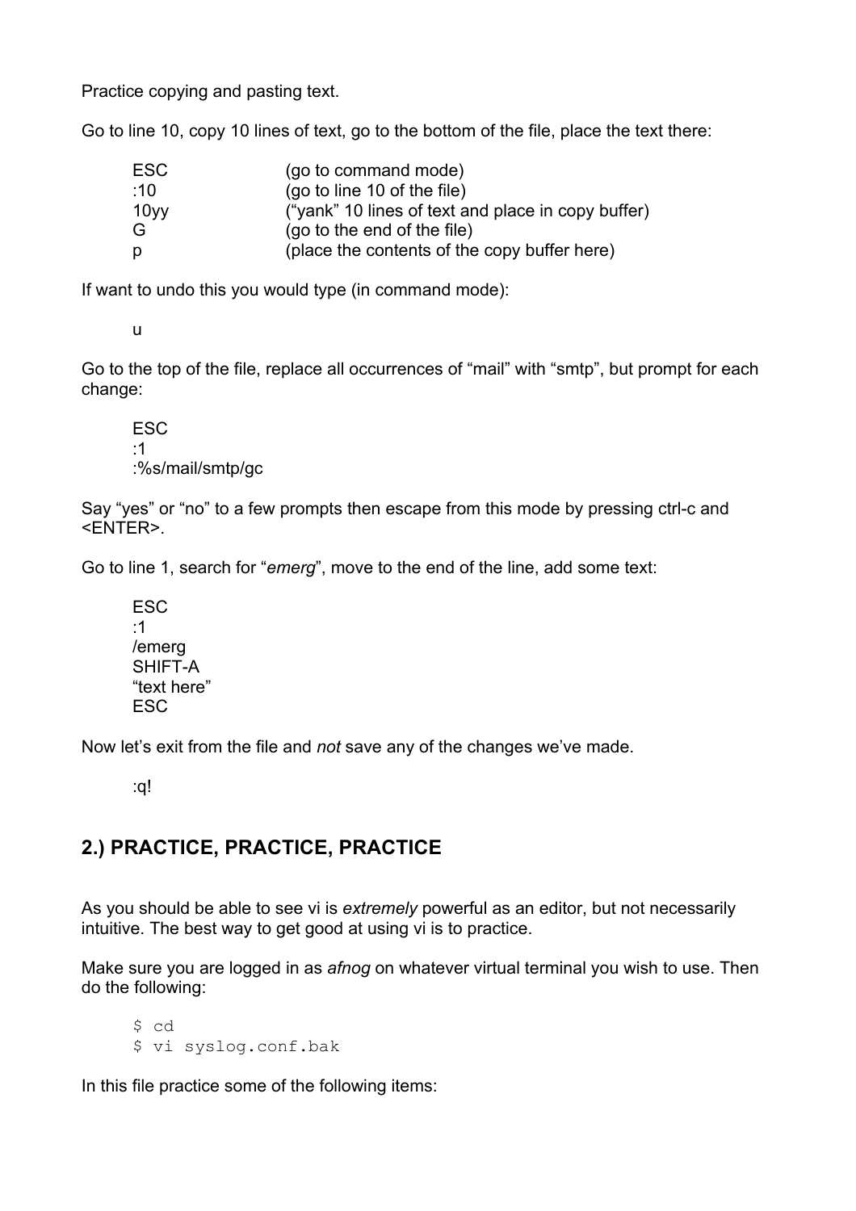Practice copying and pasting text.

Go to line 10, copy 10 lines of text, go to the bottom of the file, place the text there:

```
ESC          (go to command mode)
:10          (go to line 10 of the file)
10yy         ("yank" 10 lines of text and place in copy buffer)
G            (go to the end of the file)
p            (place the contents of the copy buffer here)
```

If want to undo this you would type (in command mode):

```
u
```

Go to the top of the file, replace all occurrences of "mail" with "smtp", but prompt for each change:

```
ESC
:1
:%s/mail/smtp/gc
```

Say "yes" or "no" to a few prompts then escape from this mode by pressing ctrl-c and <ENTER>.

Go to line 1, search for "*emerg*", move to the end of the line, add some text:

```
ESC
:1
/emerg
SHIFT-A
"text here"
ESC
```

Now let's exit from the file and *not* save any of the changes we've made.

```
:q!
```

## 2.) PRACTICE, PRACTICE, PRACTICE

As you should be able to see vi is *extremely* powerful as an editor, but not necessarily intuitive. The best way to get good at using vi is to practice.

Make sure you are logged in as *afnog* on whatever virtual terminal you wish to use. Then do the following:

```
$ cd
$ vi syslog.conf.bak
```

In this file practice some of the following items: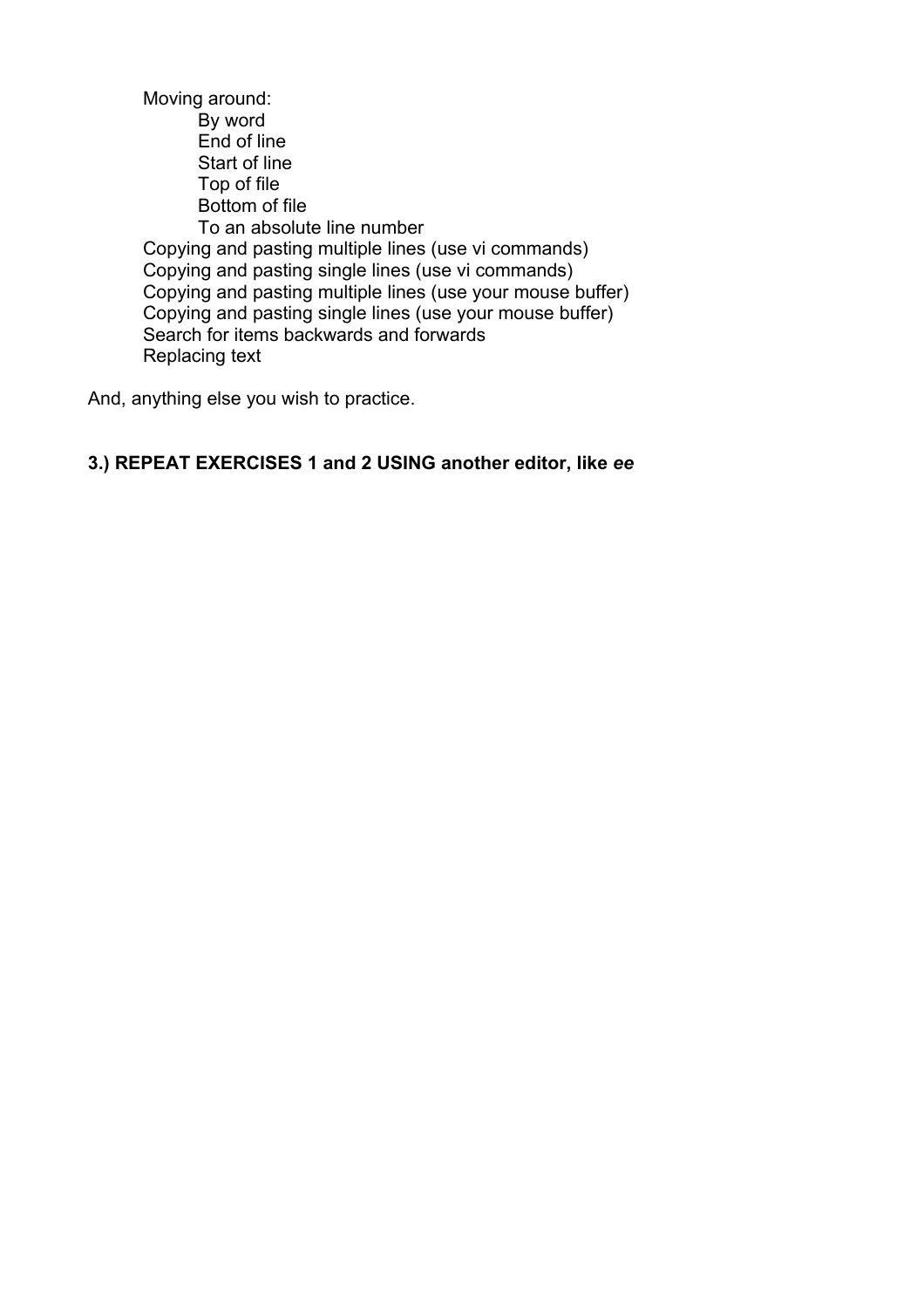- Moving around:
    - By word
    - End of line
    - Start of line
    - Top of file
    - Bottom of file
    - To an absolute line number
- Copying and pasting multiple lines (use vi commands)
- Copying and pasting single lines (use vi commands)
- Copying and pasting multiple lines (use your mouse buffer)
- Copying and pasting single lines (use your mouse buffer)
- Search for items backwards and forwards
- Replacing text

And, anything else you wish to practice.

**3.) REPEAT EXERCISES 1 and 2 USING another editor, like *ee***